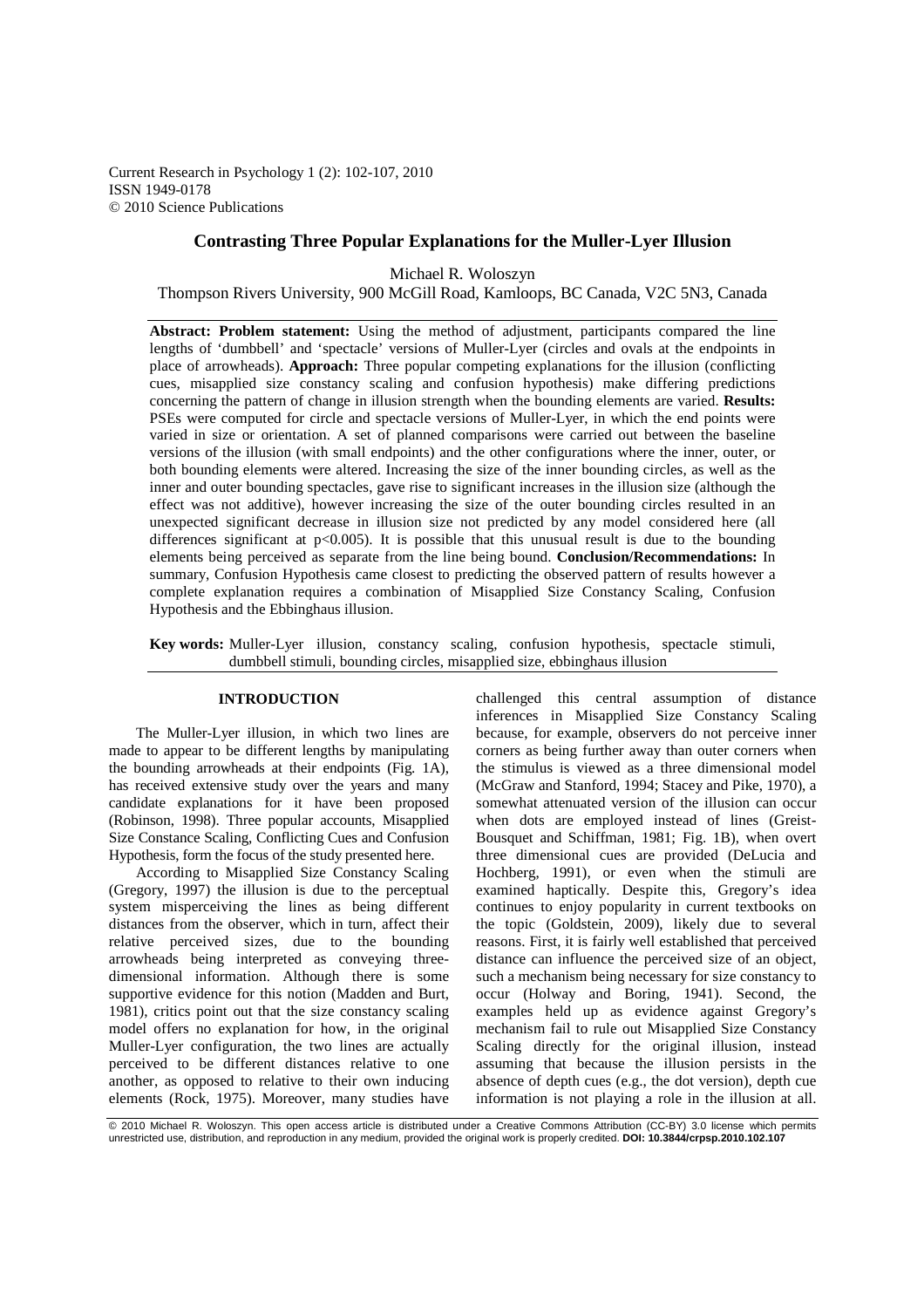Current Research in Psychology 1 (2): 102-107, 2010
ISSN 1949-0178
© 2010 Science Publications

# Contrasting Three Popular Explanations for the Muller-Lyer Illusion

Michael R. Woloszyn

Thompson Rivers University, 900 McGill Road, Kamloops, BC Canada, V2C 5N3, Canada

**Abstract: Problem statement:** Using the method of adjustment, participants compared the line lengths of 'dumbbell' and 'spectacle' versions of Muller-Lyer (circles and ovals at the endpoints in place of arrowheads). **Approach:** Three popular competing explanations for the illusion (conflicting cues, misapplied size constancy scaling and confusion hypothesis) make differing predictions concerning the pattern of change in illusion strength when the bounding elements are varied. **Results:** PSEs were computed for circle and spectacle versions of Muller-Lyer, in which the end points were varied in size or orientation. A set of planned comparisons were carried out between the baseline versions of the illusion (with small endpoints) and the other configurations where the inner, outer, or both bounding elements were altered. Increasing the size of the inner bounding circles, as well as the inner and outer bounding spectacles, gave rise to significant increases in the illusion size (although the effect was not additive), however increasing the size of the outer bounding circles resulted in an unexpected significant decrease in illusion size not predicted by any model considered here (all differences significant at $p<0.005$). It is possible that this unusual result is due to the bounding elements being perceived as separate from the line being bound. **Conclusion/Recommendations:** In summary, Confusion Hypothesis came closest to predicting the observed pattern of results however a complete explanation requires a combination of Misapplied Size Constancy Scaling, Confusion Hypothesis and the Ebbinghaus illusion.

**Key words:** Muller-Lyer illusion, constancy scaling, confusion hypothesis, spectacle stimuli, dumbbell stimuli, bounding circles, misapplied size, ebbinghaus illusion

## INTRODUCTION

The Muller-Lyer illusion, in which two lines are made to appear to be different lengths by manipulating the bounding arrowheads at their endpoints (Fig. 1A), has received extensive study over the years and many candidate explanations for it have been proposed (Robinson, 1998). Three popular accounts, Misapplied Size Constance Scaling, Conflicting Cues and Confusion Hypothesis, form the focus of the study presented here.

According to Misapplied Size Constancy Scaling (Gregory, 1997) the illusion is due to the perceptual system misperceiving the lines as being different distances from the observer, which in turn, affect their relative perceived sizes, due to the bounding arrowheads being interpreted as conveying three-dimensional information. Although there is some supportive evidence for this notion (Madden and Burt, 1981), critics point out that the size constancy scaling model offers no explanation for how, in the original Muller-Lyer configuration, the two lines are actually perceived to be different distances relative to one another, as opposed to relative to their own inducing elements (Rock, 1975). Moreover, many studies have challenged this central assumption of distance inferences in Misapplied Size Constancy Scaling because, for example, observers do not perceive inner corners as being further away than outer corners when the stimulus is viewed as a three dimensional model (McGraw and Stanford, 1994; Stacey and Pike, 1970), a somewhat attenuated version of the illusion can occur when dots are employed instead of lines (Greist-Bousquet and Schiffman, 1981; Fig. 1B), when overt three dimensional cues are provided (DeLucia and Hochberg, 1991), or even when the stimuli are examined haptically. Despite this, Gregory's idea continues to enjoy popularity in current textbooks on the topic (Goldstein, 2009), likely due to several reasons. First, it is fairly well established that perceived distance can influence the perceived size of an object, such a mechanism being necessary for size constancy to occur (Holway and Boring, 1941). Second, the examples held up as evidence against Gregory's mechanism fail to rule out Misapplied Size Constancy Scaling directly for the original illusion, instead assuming that because the illusion persists in the absence of depth cues (e.g., the dot version), depth cue information is not playing a role in the illusion at all.

© 2010 Michael R. Woloszyn. This open access article is distributed under a Creative Commons Attribution (CC-BY) 3.0 license which permits unrestricted use, distribution, and reproduction in any medium, provided the original work is properly credited. **DOI: 10.3844/crpsp.2010.102.107**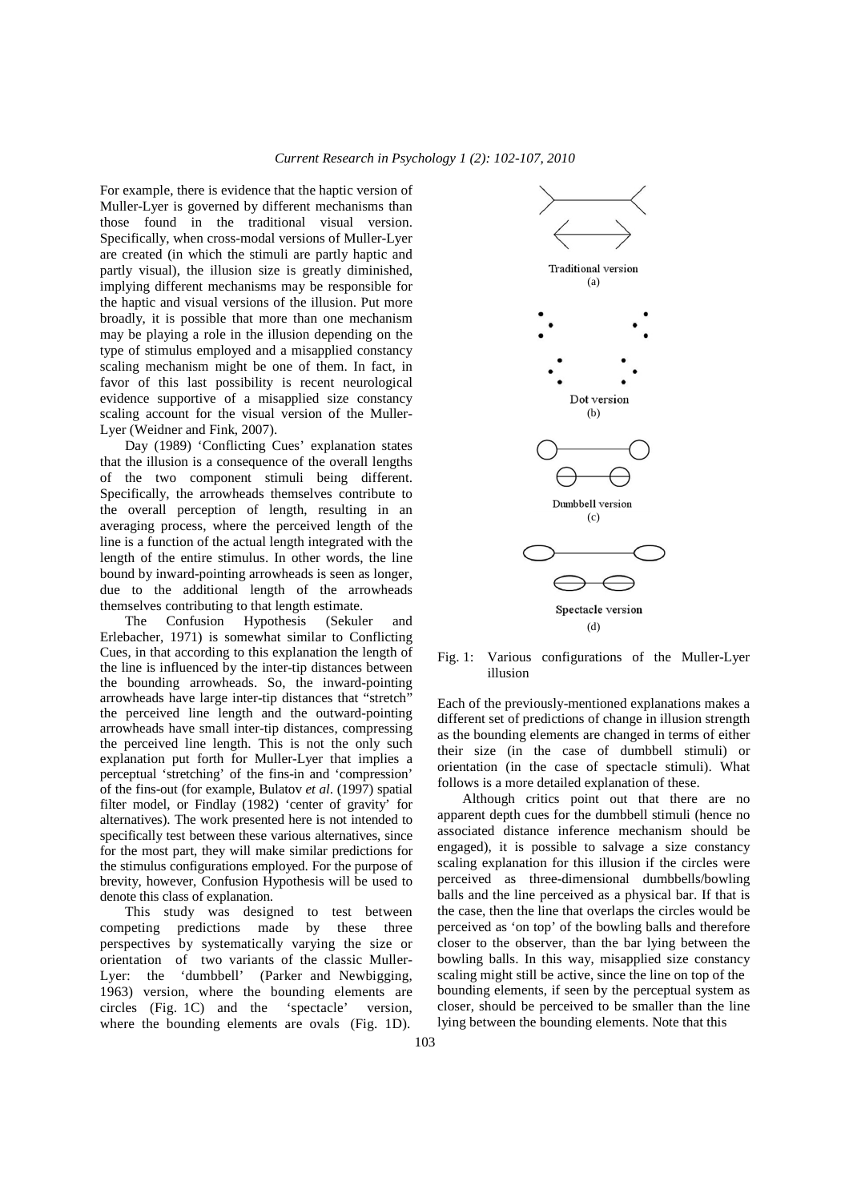For example, there is evidence that the haptic version of Muller-Lyer is governed by different mechanisms than those found in the traditional visual version. Specifically, when cross-modal versions of Muller-Lyer are created (in which the stimuli are partly haptic and partly visual), the illusion size is greatly diminished, implying different mechanisms may be responsible for the haptic and visual versions of the illusion. Put more broadly, it is possible that more than one mechanism may be playing a role in the illusion depending on the type of stimulus employed and a misapplied constancy scaling mechanism might be one of them. In fact, in favor of this last possibility is recent neurological evidence supportive of a misapplied size constancy scaling account for the visual version of the Muller-Lyer (Weidner and Fink, 2007).

Day (1989) 'Conflicting Cues' explanation states that the illusion is a consequence of the overall lengths of the two component stimuli being different. Specifically, the arrowheads themselves contribute to the overall perception of length, resulting in an averaging process, where the perceived length of the line is a function of the actual length integrated with the length of the entire stimulus. In other words, the line bound by inward-pointing arrowheads is seen as longer, due to the additional length of the arrowheads themselves contributing to that length estimate.

The Confusion Hypothesis (Sekuler and Erlebacher, 1971) is somewhat similar to Conflicting Cues, in that according to this explanation the length of the line is influenced by the inter-tip distances between the bounding arrowheads. So, the inward-pointing arrowheads have large inter-tip distances that "stretch" the perceived line length and the outward-pointing arrowheads have small inter-tip distances, compressing the perceived line length. This is not the only such explanation put forth for Muller-Lyer that implies a perceptual 'stretching' of the fins-in and 'compression' of the fins-out (for example, Bulatov *et al*. (1997) spatial filter model, or Findlay (1982) 'center of gravity' for alternatives). The work presented here is not intended to specifically test between these various alternatives, since for the most part, they will make similar predictions for the stimulus configurations employed. For the purpose of brevity, however, Confusion Hypothesis will be used to denote this class of explanation.

This study was designed to test between competing predictions made by these three perspectives by systematically varying the size or orientation of two variants of the classic Muller-Lyer: the 'dumbbell' (Parker and Newbigging, 1963) version, where the bounding elements are circles (Fig. 1C) and the 'spectacle' version, where the bounding elements are ovals (Fig. 1D).

Traditional version (a)

Dot version (b)

Dumbbell version (c)

Spectacle version (d)

Fig. 1: Various configurations of the Muller-Lyer illusion

Each of the previously-mentioned explanations makes a different set of predictions of change in illusion strength as the bounding elements are changed in terms of either their size (in the case of dumbbell stimuli) or orientation (in the case of spectacle stimuli). What follows is a more detailed explanation of these.

Although critics point out that there are no apparent depth cues for the dumbbell stimuli (hence no associated distance inference mechanism should be engaged), it is possible to salvage a size constancy scaling explanation for this illusion if the circles were perceived as three-dimensional dumbbells/bowling balls and the line perceived as a physical bar. If that is the case, then the line that overlaps the circles would be perceived as 'on top' of the bowling balls and therefore closer to the observer, than the bar lying between the bowling balls. In this way, misapplied size constancy scaling might still be active, since the line on top of the bounding elements, if seen by the perceptual system as closer, should be perceived to be smaller than the line lying between the bounding elements. Note that this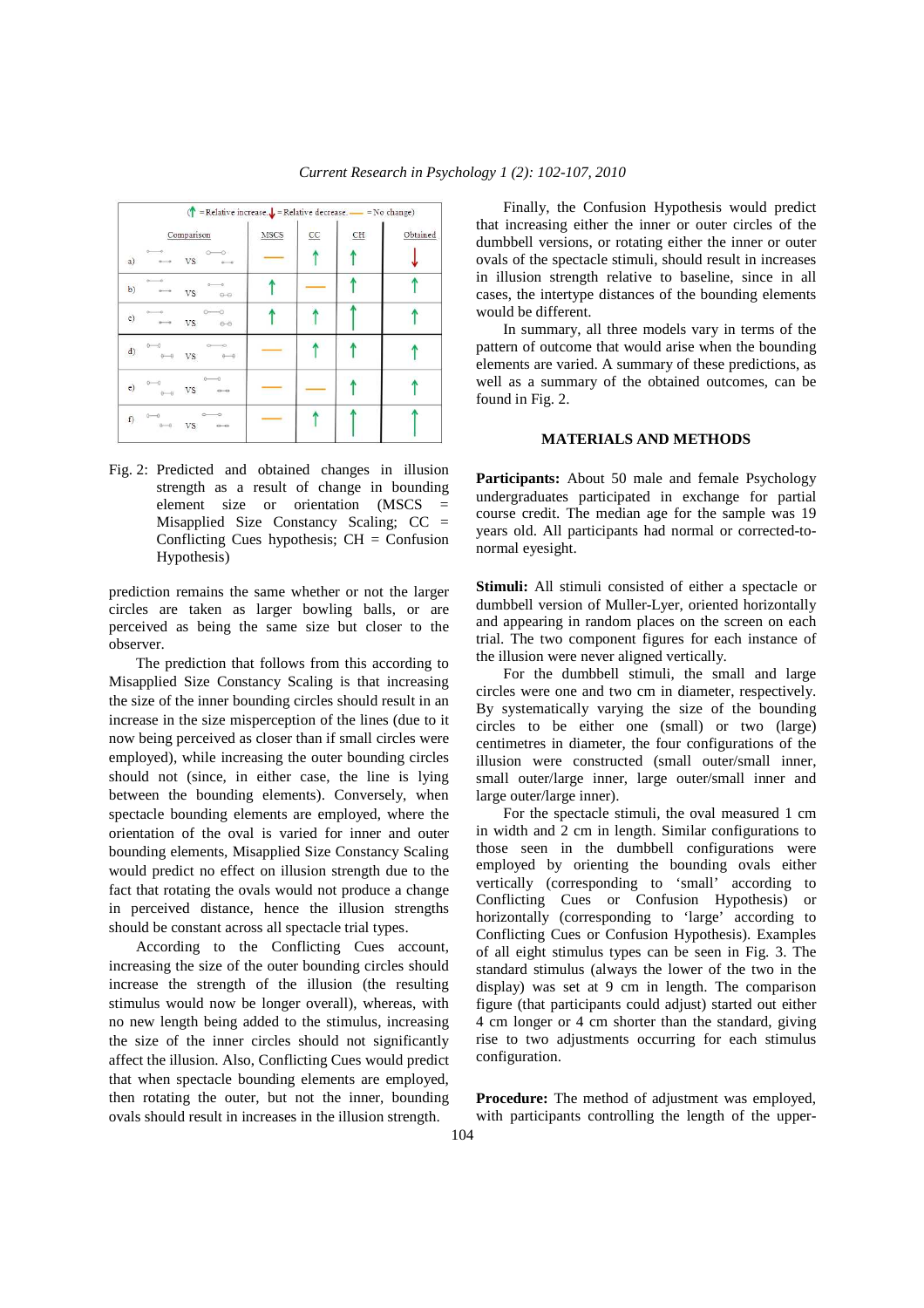(↑ = Relative increase, ↓ = Relative decrease, — = No change)

| Comparison | MSCS | CC | CH | Obtained |
|---|---|---|---|---|
| a) VS | — | ↑ | ↑ | ↓ |
| b) VS | ↑ | — | ↑ | ↑ |
| c) VS | ↑ | ↑ | ↑ | ↑ |
| d) VS | — | ↑ | ↑ | ↑ |
| e) VS | — | — | ↑ | ↑ |
| f) VS | — | ↑ | ↑ | ↑ |

Fig. 2: Predicted and obtained changes in illusion strength as a result of change in bounding element size or orientation (MSCS = Misapplied Size Constancy Scaling; CC = Conflicting Cues hypothesis; CH = Confusion Hypothesis)

prediction remains the same whether or not the larger circles are taken as larger bowling balls, or are perceived as being the same size but closer to the observer.

The prediction that follows from this according to Misapplied Size Constancy Scaling is that increasing the size of the inner bounding circles should result in an increase in the size misperception of the lines (due to it now being perceived as closer than if small circles were employed), while increasing the outer bounding circles should not (since, in either case, the line is lying between the bounding elements). Conversely, when spectacle bounding elements are employed, where the orientation of the oval is varied for inner and outer bounding elements, Misapplied Size Constancy Scaling would predict no effect on illusion strength due to the fact that rotating the ovals would not produce a change in perceived distance, hence the illusion strengths should be constant across all spectacle trial types.

According to the Conflicting Cues account, increasing the size of the outer bounding circles should increase the strength of the illusion (the resulting stimulus would now be longer overall), whereas, with no new length being added to the stimulus, increasing the size of the inner circles should not significantly affect the illusion. Also, Conflicting Cues would predict that when spectacle bounding elements are employed, then rotating the outer, but not the inner, bounding ovals should result in increases in the illusion strength.

Finally, the Confusion Hypothesis would predict that increasing either the inner or outer circles of the dumbbell versions, or rotating either the inner or outer ovals of the spectacle stimuli, should result in increases in illusion strength relative to baseline, since in all cases, the intertype distances of the bounding elements would be different.

In summary, all three models vary in terms of the pattern of outcome that would arise when the bounding elements are varied. A summary of these predictions, as well as a summary of the obtained outcomes, can be found in Fig. 2.

## MATERIALS AND METHODS

**Participants:** About 50 male and female Psychology undergraduates participated in exchange for partial course credit. The median age for the sample was 19 years old. All participants had normal or corrected-to-normal eyesight.

**Stimuli:** All stimuli consisted of either a spectacle or dumbbell version of Muller-Lyer, oriented horizontally and appearing in random places on the screen on each trial. The two component figures for each instance of the illusion were never aligned vertically.

For the dumbbell stimuli, the small and large circles were one and two cm in diameter, respectively. By systematically varying the size of the bounding circles to be either one (small) or two (large) centimetres in diameter, the four configurations of the illusion were constructed (small outer/small inner, small outer/large inner, large outer/small inner and large outer/large inner).

For the spectacle stimuli, the oval measured 1 cm in width and 2 cm in length. Similar configurations to those seen in the dumbbell configurations were employed by orienting the bounding ovals either vertically (corresponding to 'small' according to Conflicting Cues or Confusion Hypothesis) or horizontally (corresponding to 'large' according to Conflicting Cues or Confusion Hypothesis). Examples of all eight stimulus types can be seen in Fig. 3. The standard stimulus (always the lower of the two in the display) was set at 9 cm in length. The comparison figure (that participants could adjust) started out either 4 cm longer or 4 cm shorter than the standard, giving rise to two adjustments occurring for each stimulus configuration.

**Procedure:** The method of adjustment was employed, with participants controlling the length of the upper-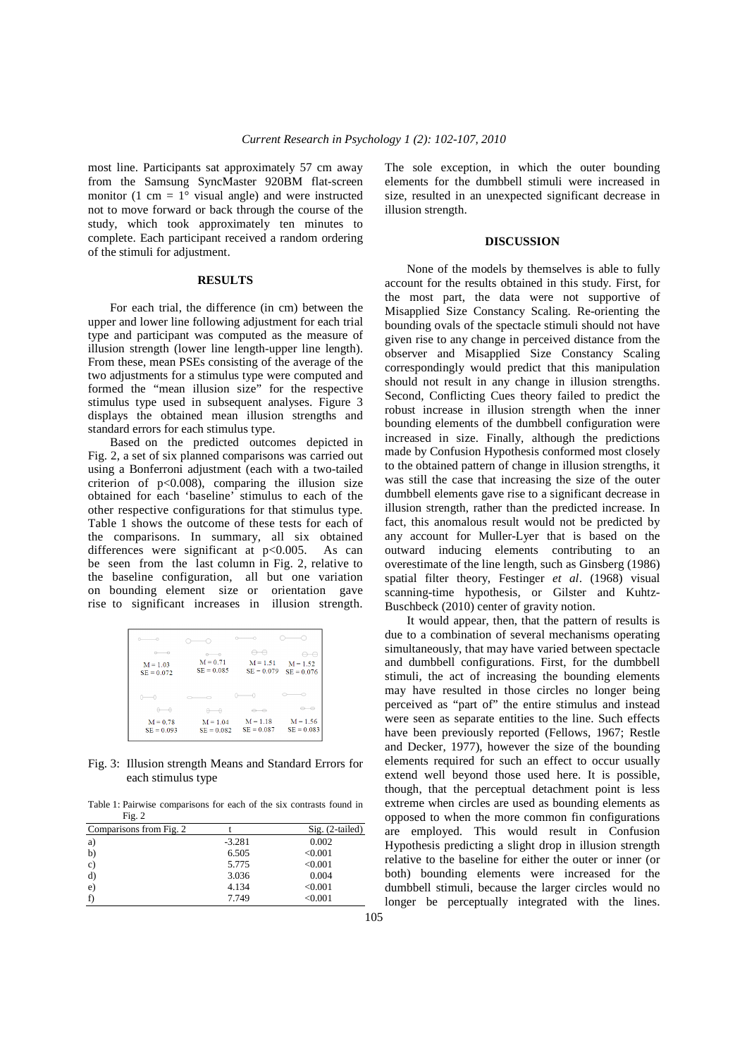most line. Participants sat approximately 57 cm away from the Samsung SyncMaster 920BM flat-screen monitor (1 cm = 1° visual angle) and were instructed not to move forward or back through the course of the study, which took approximately ten minutes to complete. Each participant received a random ordering of the stimuli for adjustment.

## RESULTS

For each trial, the difference (in cm) between the upper and lower line following adjustment for each trial type and participant was computed as the measure of illusion strength (lower line length-upper line length). From these, mean PSEs consisting of the average of the two adjustments for a stimulus type were computed and formed the "mean illusion size" for the respective stimulus type used in subsequent analyses. Figure 3 displays the obtained mean illusion strengths and standard errors for each stimulus type.

Based on the predicted outcomes depicted in Fig. 2, a set of six planned comparisons was carried out using a Bonferroni adjustment (each with a two-tailed criterion of $p<0.008$), comparing the illusion size obtained for each 'baseline' stimulus to each of the other respective configurations for that stimulus type. Table 1 shows the outcome of these tests for each of the comparisons. In summary, all six obtained differences were significant at $p<0.005$. As can be seen from the last column in Fig. 2, relative to the baseline configuration, all but one variation on bounding element size or orientation gave rise to significant increases in illusion strength.

| | | | |
|---|---|---|---|
| M = 1.03<br>SE = 0.072 | M = 0.71<br>SE = 0.085 | M = 1.51<br>SE = 0.079 | M = 1.52<br>SE = 0.076 |
| M = 0.78<br>SE = 0.093 | M = 1.04<br>SE = 0.082 | M = 1.18<br>SE = 0.087 | M = 1.56<br>SE = 0.083 |

Fig. 3: Illusion strength Means and Standard Errors for each stimulus type

Table 1: Pairwise comparisons for each of the six contrasts found in Fig. 2

| Comparisons from Fig. 2 | t | Sig. (2-tailed) |
|---|---|---|
| a) | -3.281 | 0.002 |
| b) | 6.505 | <0.001 |
| c) | 5.775 | <0.001 |
| d) | 3.036 | 0.004 |
| e) | 4.134 | <0.001 |
| f) | 7.749 | <0.001 |

The sole exception, in which the outer bounding elements for the dumbbell stimuli were increased in size, resulted in an unexpected significant decrease in illusion strength.

## DISCUSSION

None of the models by themselves is able to fully account for the results obtained in this study. First, for the most part, the data were not supportive of Misapplied Size Constancy Scaling. Re-orienting the bounding ovals of the spectacle stimuli should not have given rise to any change in perceived distance from the observer and Misapplied Size Constancy Scaling correspondingly would predict that this manipulation should not result in any change in illusion strengths. Second, Conflicting Cues theory failed to predict the robust increase in illusion strength when the inner bounding elements of the dumbbell configuration were increased in size. Finally, although the predictions made by Confusion Hypothesis conformed most closely to the obtained pattern of change in illusion strengths, it was still the case that increasing the size of the outer dumbbell elements gave rise to a significant decrease in illusion strength, rather than the predicted increase. In fact, this anomalous result would not be predicted by any account for Muller-Lyer that is based on the outward inducing elements contributing to an overestimate of the line length, such as Ginsberg (1986) spatial filter theory, Festinger *et al*. (1968) visual scanning-time hypothesis, or Gilster and Kuhtz-Buschbeck (2010) center of gravity notion.

It would appear, then, that the pattern of results is due to a combination of several mechanisms operating simultaneously, that may have varied between spectacle and dumbbell configurations. First, for the dumbbell stimuli, the act of increasing the bounding elements may have resulted in those circles no longer being perceived as "part of" the entire stimulus and instead were seen as separate entities to the line. Such effects have been previously reported (Fellows, 1967; Restle and Decker, 1977), however the size of the bounding elements required for such an effect to occur usually extend well beyond those used here. It is possible, though, that the perceptual detachment point is less extreme when circles are used as bounding elements as opposed to when the more common fin configurations are employed. This would result in Confusion Hypothesis predicting a slight drop in illusion strength relative to the baseline for either the outer or inner (or both) bounding elements were increased for the dumbbell stimuli, because the larger circles would no longer be perceptually integrated with the lines.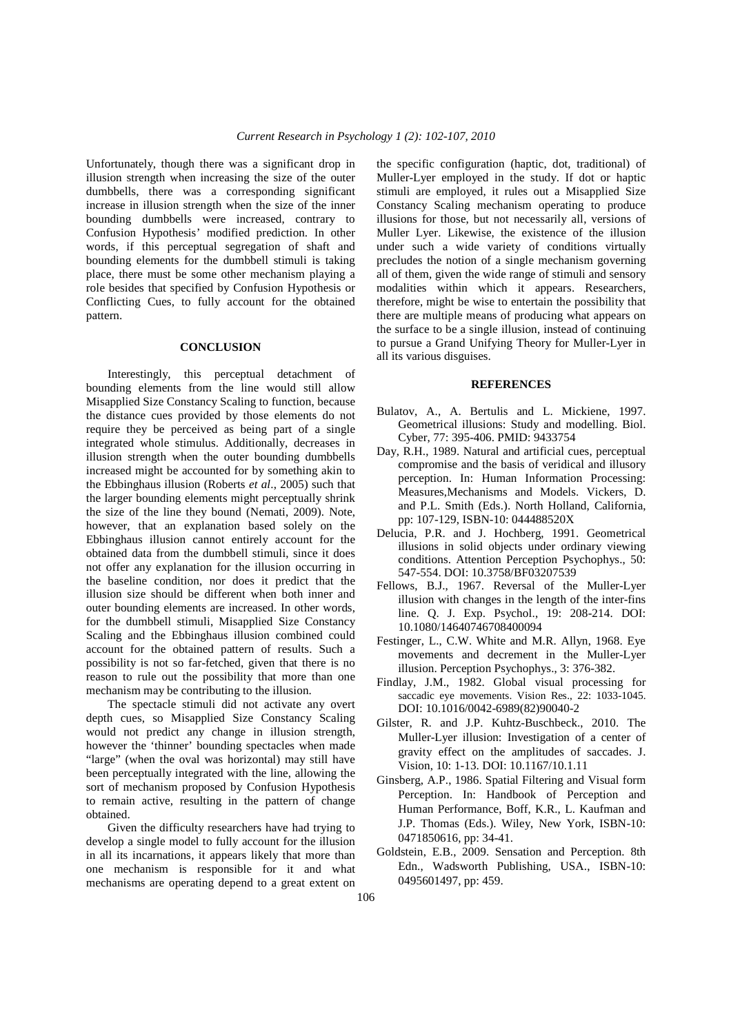Unfortunately, though there was a significant drop in illusion strength when increasing the size of the outer dumbbells, there was a corresponding significant increase in illusion strength when the size of the inner bounding dumbbells were increased, contrary to Confusion Hypothesis' modified prediction. In other words, if this perceptual segregation of shaft and bounding elements for the dumbbell stimuli is taking place, there must be some other mechanism playing a role besides that specified by Confusion Hypothesis or Conflicting Cues, to fully account for the obtained pattern.

## CONCLUSION

Interestingly, this perceptual detachment of bounding elements from the line would still allow Misapplied Size Constancy Scaling to function, because the distance cues provided by those elements do not require they be perceived as being part of a single integrated whole stimulus. Additionally, decreases in illusion strength when the outer bounding dumbbells increased might be accounted for by something akin to the Ebbinghaus illusion (Roberts *et al*., 2005) such that the larger bounding elements might perceptually shrink the size of the line they bound (Nemati, 2009). Note, however, that an explanation based solely on the Ebbinghaus illusion cannot entirely account for the obtained data from the dumbbell stimuli, since it does not offer any explanation for the illusion occurring in the baseline condition, nor does it predict that the illusion size should be different when both inner and outer bounding elements are increased. In other words, for the dumbbell stimuli, Misapplied Size Constancy Scaling and the Ebbinghaus illusion combined could account for the obtained pattern of results. Such a possibility is not so far-fetched, given that there is no reason to rule out the possibility that more than one mechanism may be contributing to the illusion.

The spectacle stimuli did not activate any overt depth cues, so Misapplied Size Constancy Scaling would not predict any change in illusion strength, however the 'thinner' bounding spectacles when made "large" (when the oval was horizontal) may still have been perceptually integrated with the line, allowing the sort of mechanism proposed by Confusion Hypothesis to remain active, resulting in the pattern of change obtained.

Given the difficulty researchers have had trying to develop a single model to fully account for the illusion in all its incarnations, it appears likely that more than one mechanism is responsible for it and what mechanisms are operating depend to a great extent on the specific configuration (haptic, dot, traditional) of Muller-Lyer employed in the study. If dot or haptic stimuli are employed, it rules out a Misapplied Size Constancy Scaling mechanism operating to produce illusions for those, but not necessarily all, versions of Muller Lyer. Likewise, the existence of the illusion under such a wide variety of conditions virtually precludes the notion of a single mechanism governing all of them, given the wide range of stimuli and sensory modalities within which it appears. Researchers, therefore, might be wise to entertain the possibility that there are multiple means of producing what appears on the surface to be a single illusion, instead of continuing to pursue a Grand Unifying Theory for Muller-Lyer in all its various disguises.

## REFERENCES

Bulatov, A., A. Bertulis and L. Mickiene, 1997. Geometrical illusions: Study and modelling. Biol. Cyber, 77: 395-406. PMID: 9433754

Day, R.H., 1989. Natural and artificial cues, perceptual compromise and the basis of veridical and illusory perception. In: Human Information Processing: Measures,Mechanisms and Models. Vickers, D. and P.L. Smith (Eds.). North Holland, California, pp: 107-129, ISBN-10: 044488520X

Delucia, P.R. and J. Hochberg, 1991. Geometrical illusions in solid objects under ordinary viewing conditions. Attention Perception Psychophys., 50: 547-554. DOI: 10.3758/BF03207539

Fellows, B.J., 1967. Reversal of the Muller-Lyer illusion with changes in the length of the inter-fins line. Q. J. Exp. Psychol., 19: 208-214. DOI: 10.1080/14640746708400094

Festinger, L., C.W. White and M.R. Allyn, 1968. Eye movements and decrement in the Muller-Lyer illusion. Perception Psychophys., 3: 376-382.

Findlay, J.M., 1982. Global visual processing for saccadic eye movements. Vision Res., 22: 1033-1045. DOI: 10.1016/0042-6989(82)90040-2

Gilster, R. and J.P. Kuhtz-Buschbeck., 2010. The Muller-Lyer illusion: Investigation of a center of gravity effect on the amplitudes of saccades. J. Vision, 10: 1-13. DOI: 10.1167/10.1.11

Ginsberg, A.P., 1986. Spatial Filtering and Visual form Perception. In: Handbook of Perception and Human Performance, Boff, K.R., L. Kaufman and J.P. Thomas (Eds.). Wiley, New York, ISBN-10: 0471850616, pp: 34-41.

Goldstein, E.B., 2009. Sensation and Perception. 8th Edn., Wadsworth Publishing, USA., ISBN-10: 0495601497, pp: 459.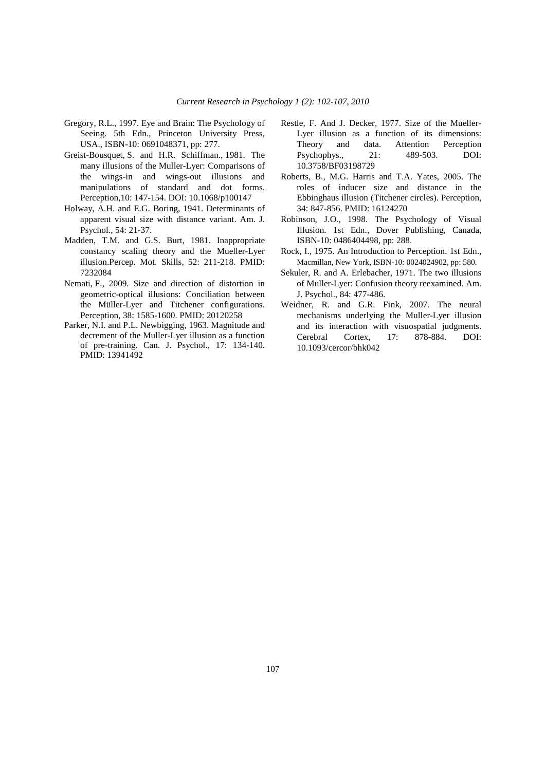Gregory, R.L., 1997. Eye and Brain: The Psychology of Seeing. 5th Edn., Princeton University Press, USA., ISBN-10: 0691048371, pp: 277.

Greist-Bousquet, S. and H.R. Schiffman., 1981. The many illusions of the Muller-Lyer: Comparisons of the wings-in and wings-out illusions and manipulations of standard and dot forms. Perception,10: 147-154. DOI: 10.1068/p100147

Holway, A.H. and E.G. Boring, 1941. Determinants of apparent visual size with distance variant. Am. J. Psychol., 54: 21-37.

Madden, T.M. and G.S. Burt, 1981. Inappropriate constancy scaling theory and the Mueller-Lyer illusion.Percep. Mot. Skills, 52: 211-218. PMID: 7232084

Nemati, F., 2009. Size and direction of distortion in geometric-optical illusions: Conciliation between the Müller-Lyer and Titchener configurations. Perception, 38: 1585-1600. PMID: 20120258

Parker, N.I. and P.L. Newbigging, 1963. Magnitude and decrement of the Muller-Lyer illusion as a function of pre-training. Can. J. Psychol., 17: 134-140. PMID: 13941492

Restle, F. And J. Decker, 1977. Size of the Mueller-Lyer illusion as a function of its dimensions: Theory and data. Attention Perception Psychophys., 21: 489-503. DOI: 10.3758/BF03198729

Roberts, B., M.G. Harris and T.A. Yates, 2005. The roles of inducer size and distance in the Ebbinghaus illusion (Titchener circles). Perception, 34: 847-856. PMID: 16124270

Robinson, J.O., 1998. The Psychology of Visual Illusion. 1st Edn., Dover Publishing, Canada, ISBN-10: 0486404498, pp: 288.

Rock, I., 1975. An Introduction to Perception. 1st Edn., Macmillan, New York, ISBN-10: 0024024902, pp: 580.

Sekuler, R. and A. Erlebacher, 1971. The two illusions of Muller-Lyer: Confusion theory reexamined. Am. J. Psychol., 84: 477-486.

Weidner, R. and G.R. Fink, 2007. The neural mechanisms underlying the Muller-Lyer illusion and its interaction with visuospatial judgments. Cerebral Cortex, 17: 878-884. DOI: 10.1093/cercor/bhk042